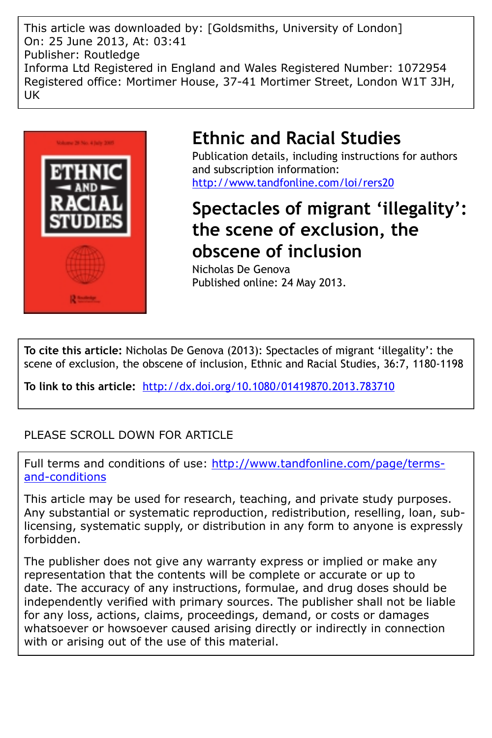This article was downloaded by: [Goldsmiths, University of London]
On: 25 June 2013, At: 03:41
Publisher: Routledge
Informa Ltd Registered in England and Wales Registered Number: 1072954
Registered office: Mortimer House, 37-41 Mortimer Street, London W1T 3JH, UK

# Ethnic and Racial Studies

Publication details, including instructions for authors and subscription information:
http://www.tandfonline.com/loi/rers20

## Spectacles of migrant 'illegality': the scene of exclusion, the obscene of inclusion

Nicholas De Genova
Published online: 24 May 2013.

**To cite this article:** Nicholas De Genova (2013): Spectacles of migrant 'illegality': the scene of exclusion, the obscene of inclusion, Ethnic and Racial Studies, 36:7, 1180-1198

**To link to this article:** http://dx.doi.org/10.1080/01419870.2013.783710

PLEASE SCROLL DOWN FOR ARTICLE

Full terms and conditions of use: http://www.tandfonline.com/page/terms-and-conditions

This article may be used for research, teaching, and private study purposes. Any substantial or systematic reproduction, redistribution, reselling, loan, sub-licensing, systematic supply, or distribution in any form to anyone is expressly forbidden.

The publisher does not give any warranty express or implied or make any representation that the contents will be complete or accurate or up to date. The accuracy of any instructions, formulae, and drug doses should be independently verified with primary sources. The publisher shall not be liable for any loss, actions, claims, proceedings, demand, or costs or damages whatsoever or howsoever caused arising directly or indirectly in connection with or arising out of the use of this material.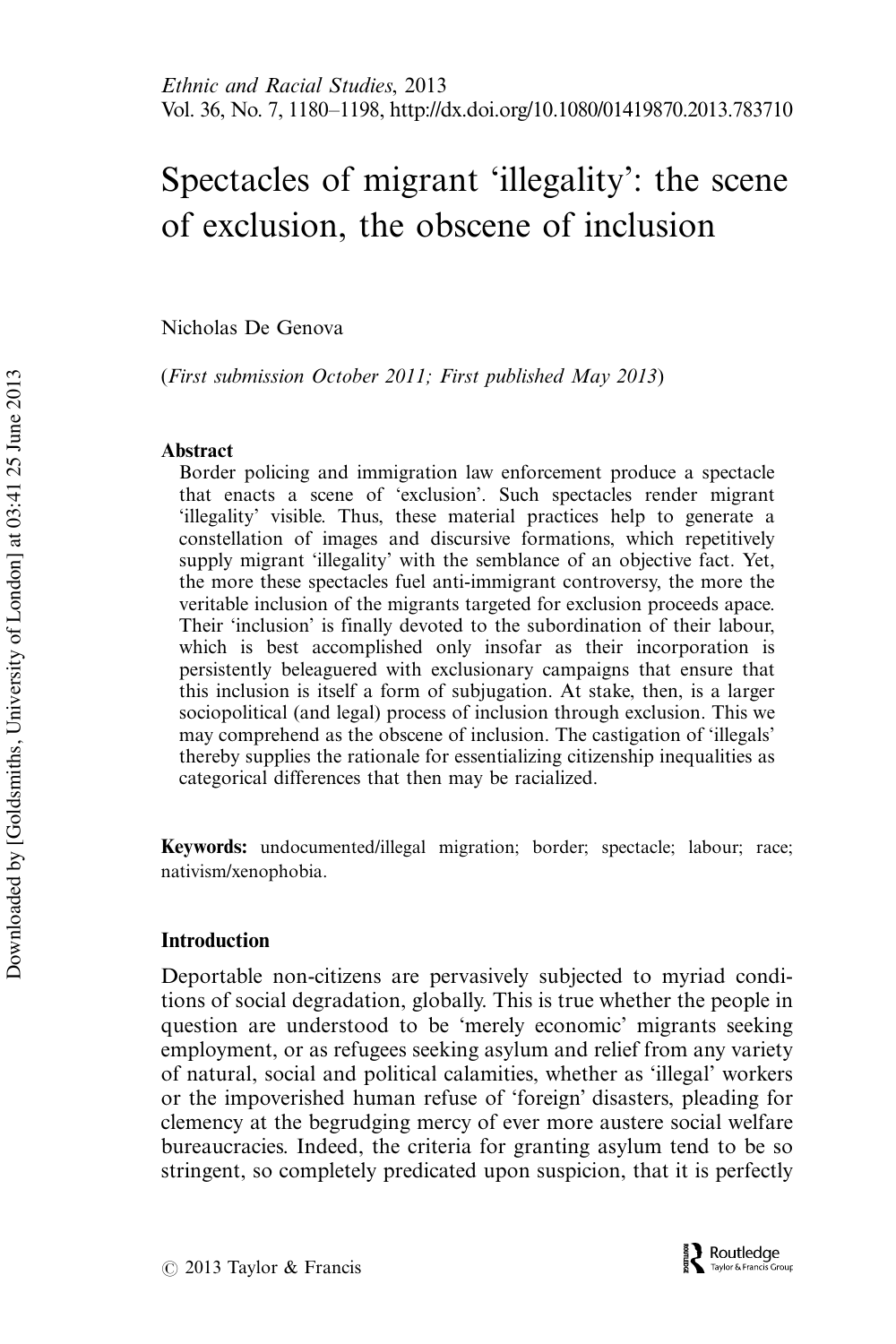# Spectacles of migrant 'illegality': the scene of exclusion, the obscene of inclusion

Nicholas De Genova

(*First submission October 2011; First published May 2013*)

**Abstract**

Border policing and immigration law enforcement produce a spectacle that enacts a scene of 'exclusion'. Such spectacles render migrant 'illegality' visible. Thus, these material practices help to generate a constellation of images and discursive formations, which repetitively supply migrant 'illegality' with the semblance of an objective fact. Yet, the more these spectacles fuel anti-immigrant controversy, the more the veritable inclusion of the migrants targeted for exclusion proceeds apace. Their 'inclusion' is finally devoted to the subordination of their labour, which is best accomplished only insofar as their incorporation is persistently beleaguered with exclusionary campaigns that ensure that this inclusion is itself a form of subjugation. At stake, then, is a larger sociopolitical (and legal) process of inclusion through exclusion. This we may comprehend as the obscene of inclusion. The castigation of 'illegals' thereby supplies the rationale for essentializing citizenship inequalities as categorical differences that then may be racialized.

**Keywords:** undocumented/illegal migration; border; spectacle; labour; race; nativism/xenophobia.

## Introduction

Deportable non-citizens are pervasively subjected to myriad conditions of social degradation, globally. This is true whether the people in question are understood to be 'merely economic' migrants seeking employment, or as refugees seeking asylum and relief from any variety of natural, social and political calamities, whether as 'illegal' workers or the impoverished human refuse of 'foreign' disasters, pleading for clemency at the begrudging mercy of ever more austere social welfare bureaucracies. Indeed, the criteria for granting asylum tend to be so stringent, so completely predicated upon suspicion, that it is perfectly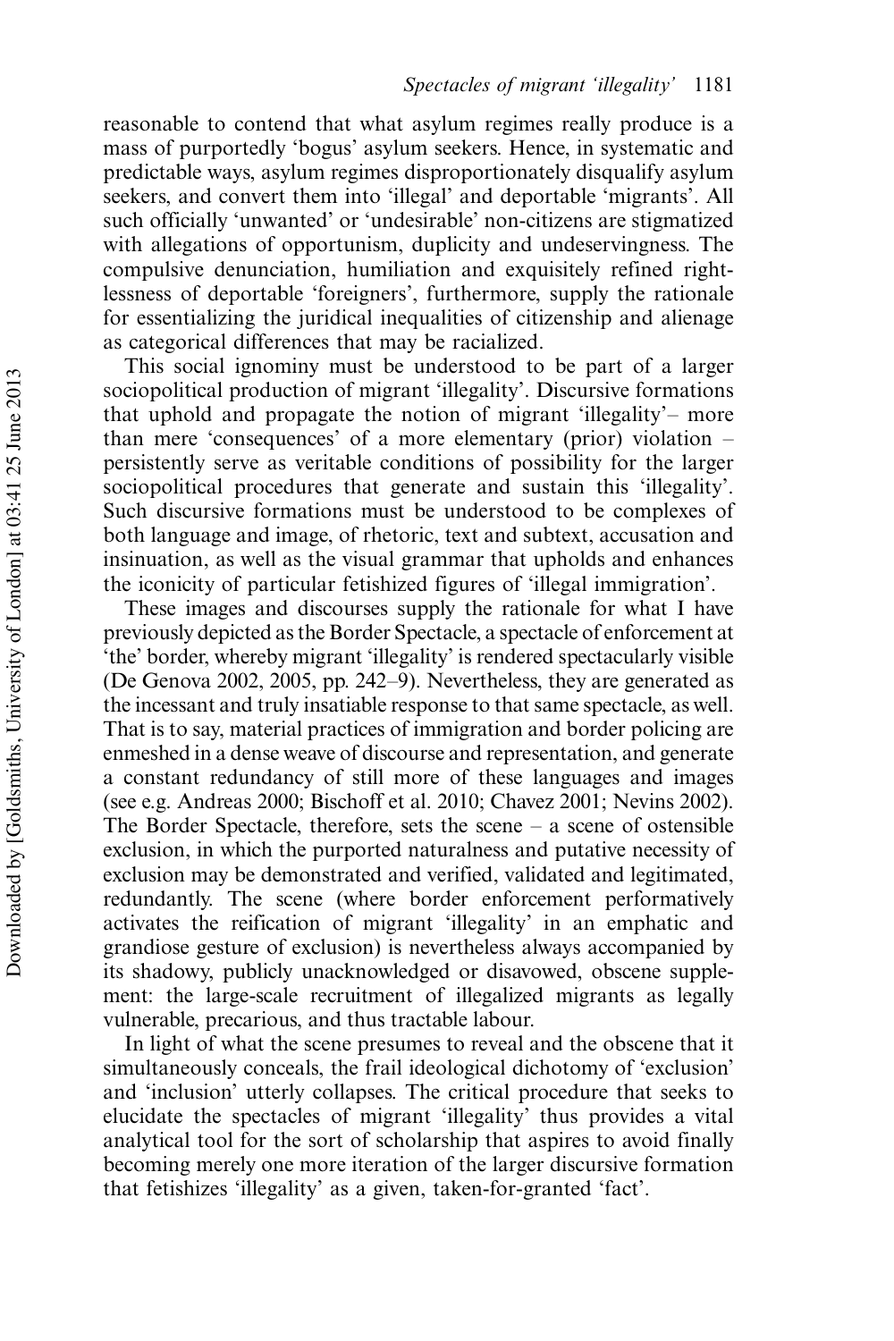reasonable to contend that what asylum regimes really produce is a mass of purportedly 'bogus' asylum seekers. Hence, in systematic and predictable ways, asylum regimes disproportionately disqualify asylum seekers, and convert them into 'illegal' and deportable 'migrants'. All such officially 'unwanted' or 'undesirable' non-citizens are stigmatized with allegations of opportunism, duplicity and undeservingness. The compulsive denunciation, humiliation and exquisitely refined rightlessness of deportable 'foreigners', furthermore, supply the rationale for essentializing the juridical inequalities of citizenship and alienage as categorical differences that may be racialized.

This social ignominy must be understood to be part of a larger sociopolitical production of migrant 'illegality'. Discursive formations that uphold and propagate the notion of migrant 'illegality'– more than mere 'consequences' of a more elementary (prior) violation – persistently serve as veritable conditions of possibility for the larger sociopolitical procedures that generate and sustain this 'illegality'. Such discursive formations must be understood to be complexes of both language and image, of rhetoric, text and subtext, accusation and insinuation, as well as the visual grammar that upholds and enhances the iconicity of particular fetishized figures of 'illegal immigration'.

These images and discourses supply the rationale for what I have previously depicted as the Border Spectacle, a spectacle of enforcement at 'the' border, whereby migrant 'illegality' is rendered spectacularly visible (De Genova 2002, 2005, pp. 242–9). Nevertheless, they are generated as the incessant and truly insatiable response to that same spectacle, as well. That is to say, material practices of immigration and border policing are enmeshed in a dense weave of discourse and representation, and generate a constant redundancy of still more of these languages and images (see e.g. Andreas 2000; Bischoff et al. 2010; Chavez 2001; Nevins 2002). The Border Spectacle, therefore, sets the scene – a scene of ostensible exclusion, in which the purported naturalness and putative necessity of exclusion may be demonstrated and verified, validated and legitimated, redundantly. The scene (where border enforcement performatively activates the reification of migrant 'illegality' in an emphatic and grandiose gesture of exclusion) is nevertheless always accompanied by its shadowy, publicly unacknowledged or disavowed, obscene supplement: the large-scale recruitment of illegalized migrants as legally vulnerable, precarious, and thus tractable labour.

In light of what the scene presumes to reveal and the obscene that it simultaneously conceals, the frail ideological dichotomy of 'exclusion' and 'inclusion' utterly collapses. The critical procedure that seeks to elucidate the spectacles of migrant 'illegality' thus provides a vital analytical tool for the sort of scholarship that aspires to avoid finally becoming merely one more iteration of the larger discursive formation that fetishizes 'illegality' as a given, taken-for-granted 'fact'.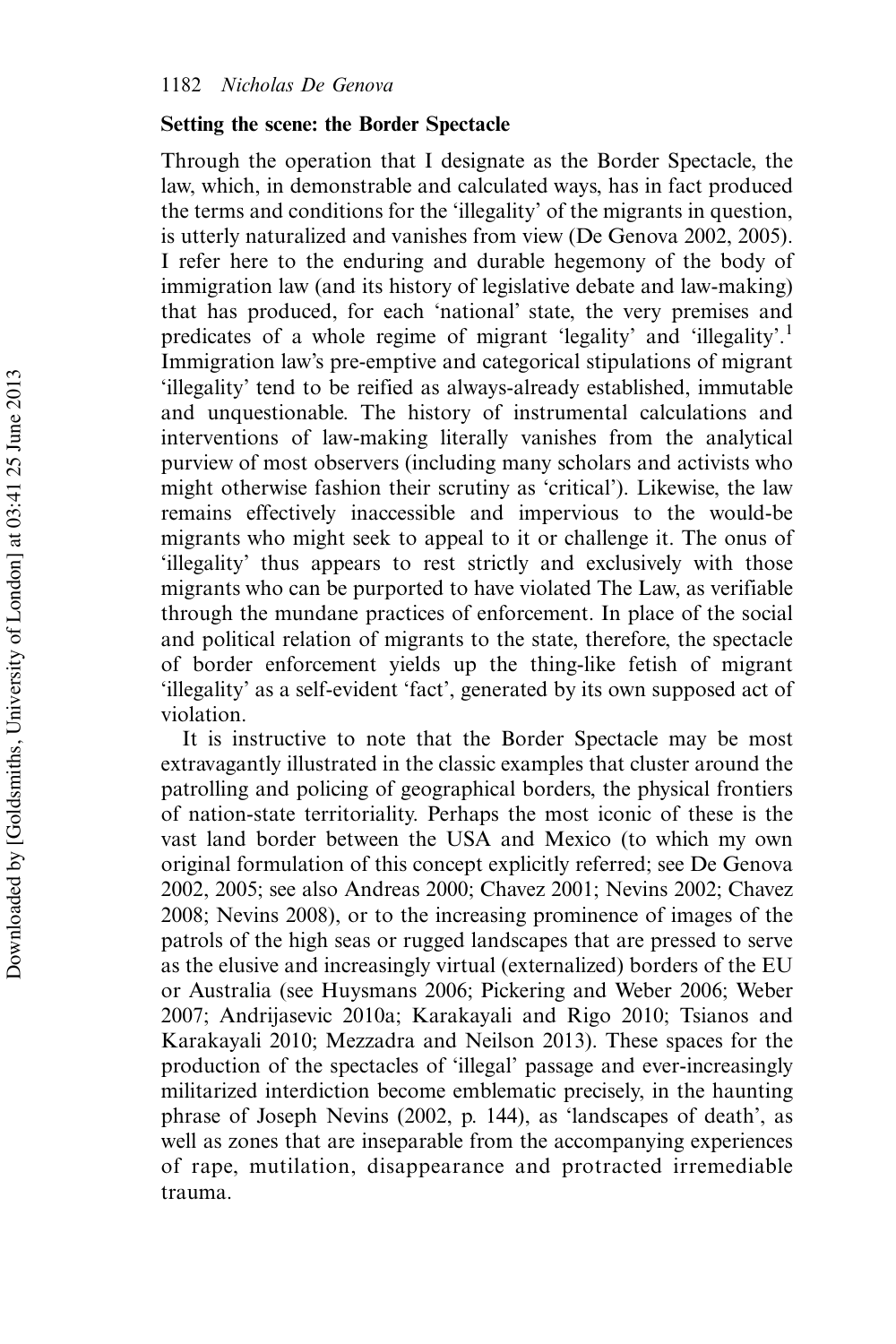## Setting the scene: the Border Spectacle

Through the operation that I designate as the Border Spectacle, the law, which, in demonstrable and calculated ways, has in fact produced the terms and conditions for the 'illegality' of the migrants in question, is utterly naturalized and vanishes from view (De Genova 2002, 2005). I refer here to the enduring and durable hegemony of the body of immigration law (and its history of legislative debate and law-making) that has produced, for each 'national' state, the very premises and predicates of a whole regime of migrant 'legality' and 'illegality'.[1] Immigration law's pre-emptive and categorical stipulations of migrant 'illegality' tend to be reified as always-already established, immutable and unquestionable. The history of instrumental calculations and interventions of law-making literally vanishes from the analytical purview of most observers (including many scholars and activists who might otherwise fashion their scrutiny as 'critical'). Likewise, the law remains effectively inaccessible and impervious to the would-be migrants who might seek to appeal to it or challenge it. The onus of 'illegality' thus appears to rest strictly and exclusively with those migrants who can be purported to have violated The Law, as verifiable through the mundane practices of enforcement. In place of the social and political relation of migrants to the state, therefore, the spectacle of border enforcement yields up the thing-like fetish of migrant 'illegality' as a self-evident 'fact', generated by its own supposed act of violation.

It is instructive to note that the Border Spectacle may be most extravagantly illustrated in the classic examples that cluster around the patrolling and policing of geographical borders, the physical frontiers of nation-state territoriality. Perhaps the most iconic of these is the vast land border between the USA and Mexico (to which my own original formulation of this concept explicitly referred; see De Genova 2002, 2005; see also Andreas 2000; Chavez 2001; Nevins 2002; Chavez 2008; Nevins 2008), or to the increasing prominence of images of the patrols of the high seas or rugged landscapes that are pressed to serve as the elusive and increasingly virtual (externalized) borders of the EU or Australia (see Huysmans 2006; Pickering and Weber 2006; Weber 2007; Andrijasevic 2010a; Karakayali and Rigo 2010; Tsianos and Karakayali 2010; Mezzadra and Neilson 2013). These spaces for the production of the spectacles of 'illegal' passage and ever-increasingly militarized interdiction become emblematic precisely, in the haunting phrase of Joseph Nevins (2002, p. 144), as 'landscapes of death', as well as zones that are inseparable from the accompanying experiences of rape, mutilation, disappearance and protracted irremediable trauma.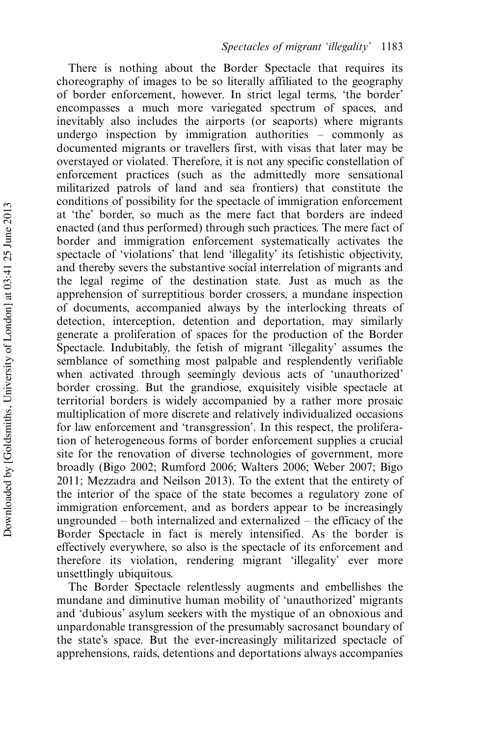There is nothing about the Border Spectacle that requires its choreography of images to be so literally affiliated to the geography of border enforcement, however. In strict legal terms, 'the border' encompasses a much more variegated spectrum of spaces, and inevitably also includes the airports (or seaports) where migrants undergo inspection by immigration authorities – commonly as documented migrants or travellers first, with visas that later may be overstayed or violated. Therefore, it is not any specific constellation of enforcement practices (such as the admittedly more sensational militarized patrols of land and sea frontiers) that constitute the conditions of possibility for the spectacle of immigration enforcement at 'the' border, so much as the mere fact that borders are indeed enacted (and thus performed) through such practices. The mere fact of border and immigration enforcement systematically activates the spectacle of 'violations' that lend 'illegality' its fetishistic objectivity, and thereby severs the substantive social interrelation of migrants and the legal regime of the destination state. Just as much as the apprehension of surreptitious border crossers, a mundane inspection of documents, accompanied always by the interlocking threats of detection, interception, detention and deportation, may similarly generate a proliferation of spaces for the production of the Border Spectacle. Indubitably, the fetish of migrant 'illegality' assumes the semblance of something most palpable and resplendently verifiable when activated through seemingly devious acts of 'unauthorized' border crossing. But the grandiose, exquisitely visible spectacle at territorial borders is widely accompanied by a rather more prosaic multiplication of more discrete and relatively individualized occasions for law enforcement and 'transgression'. In this respect, the proliferation of heterogeneous forms of border enforcement supplies a crucial site for the renovation of diverse technologies of government, more broadly (Bigo 2002; Rumford 2006; Walters 2006; Weber 2007; Bigo 2011; Mezzadra and Neilson 2013). To the extent that the entirety of the interior of the space of the state becomes a regulatory zone of immigration enforcement, and as borders appear to be increasingly ungrounded – both internalized and externalized – the efficacy of the Border Spectacle in fact is merely intensified. As the border is effectively everywhere, so also is the spectacle of its enforcement and therefore its violation, rendering migrant 'illegality' ever more unsettlingly ubiquitous.

The Border Spectacle relentlessly augments and embellishes the mundane and diminutive human mobility of 'unauthorized' migrants and 'dubious' asylum seekers with the mystique of an obnoxious and unpardonable transgression of the presumably sacrosanct boundary of the state's space. But the ever-increasingly militarized spectacle of apprehensions, raids, detentions and deportations always accompanies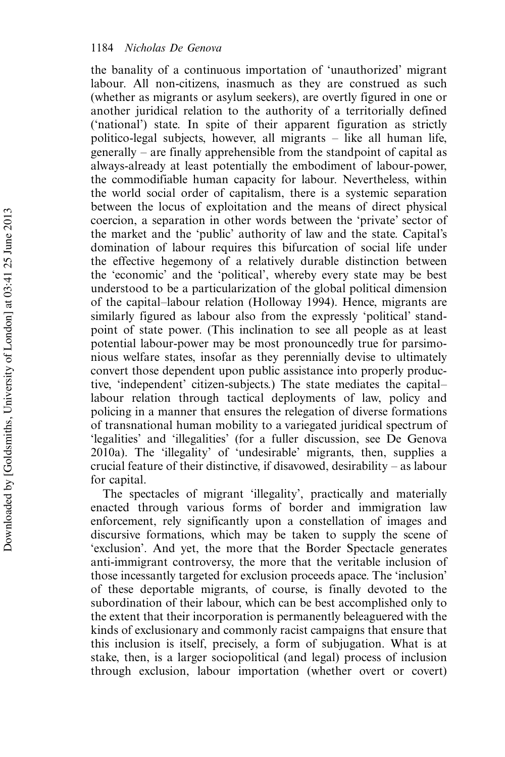the banality of a continuous importation of 'unauthorized' migrant labour. All non-citizens, inasmuch as they are construed as such (whether as migrants or asylum seekers), are overtly figured in one or another juridical relation to the authority of a territorially defined ('national') state. In spite of their apparent figuration as strictly politico-legal subjects, however, all migrants – like all human life, generally – are finally apprehensible from the standpoint of capital as always-already at least potentially the embodiment of labour-power, the commodifiable human capacity for labour. Nevertheless, within the world social order of capitalism, there is a systemic separation between the locus of exploitation and the means of direct physical coercion, a separation in other words between the 'private' sector of the market and the 'public' authority of law and the state. Capital's domination of labour requires this bifurcation of social life under the effective hegemony of a relatively durable distinction between the 'economic' and the 'political', whereby every state may be best understood to be a particularization of the global political dimension of the capital–labour relation (Holloway 1994). Hence, migrants are similarly figured as labour also from the expressly 'political' standpoint of state power. (This inclination to see all people as at least potential labour-power may be most pronouncedly true for parsimonious welfare states, insofar as they perennially devise to ultimately convert those dependent upon public assistance into properly productive, 'independent' citizen-subjects.) The state mediates the capital–labour relation through tactical deployments of law, policy and policing in a manner that ensures the relegation of diverse formations of transnational human mobility to a variegated juridical spectrum of 'legalities' and 'illegalities' (for a fuller discussion, see De Genova 2010a). The 'illegality' of 'undesirable' migrants, then, supplies a crucial feature of their distinctive, if disavowed, desirability – as labour for capital.

The spectacles of migrant 'illegality', practically and materially enacted through various forms of border and immigration law enforcement, rely significantly upon a constellation of images and discursive formations, which may be taken to supply the scene of 'exclusion'. And yet, the more that the Border Spectacle generates anti-immigrant controversy, the more that the veritable inclusion of those incessantly targeted for exclusion proceeds apace. The 'inclusion' of these deportable migrants, of course, is finally devoted to the subordination of their labour, which can be best accomplished only to the extent that their incorporation is permanently beleaguered with the kinds of exclusionary and commonly racist campaigns that ensure that this inclusion is itself, precisely, a form of subjugation. What is at stake, then, is a larger sociopolitical (and legal) process of inclusion through exclusion, labour importation (whether overt or covert)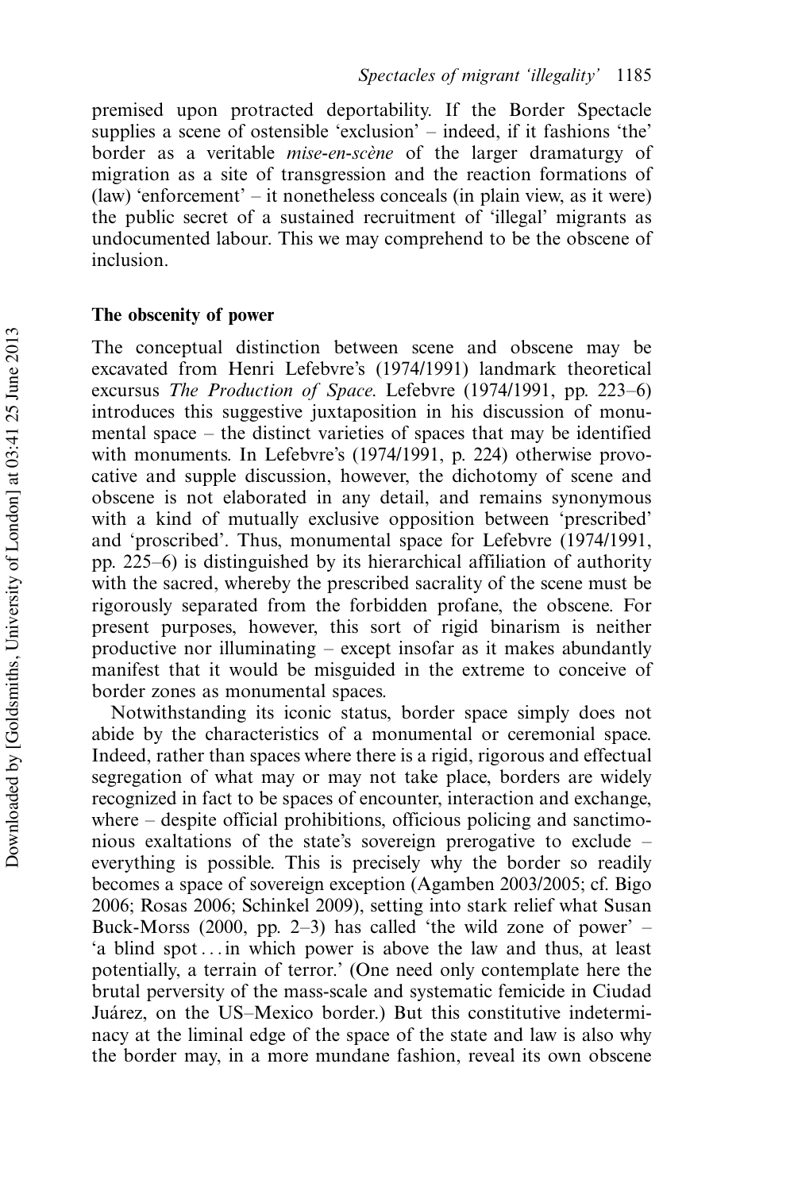premised upon protracted deportability. If the Border Spectacle supplies a scene of ostensible 'exclusion' – indeed, if it fashions 'the' border as a veritable *mise-en-scène* of the larger dramaturgy of migration as a site of transgression and the reaction formations of (law) 'enforcement' – it nonetheless conceals (in plain view, as it were) the public secret of a sustained recruitment of 'illegal' migrants as undocumented labour. This we may comprehend to be the obscene of inclusion.

## The obscenity of power

The conceptual distinction between scene and obscene may be excavated from Henri Lefebvre's (1974/1991) landmark theoretical excursus *The Production of Space*. Lefebvre (1974/1991, pp. 223–6) introduces this suggestive juxtaposition in his discussion of monumental space – the distinct varieties of spaces that may be identified with monuments. In Lefebvre's (1974/1991, p. 224) otherwise provocative and supple discussion, however, the dichotomy of scene and obscene is not elaborated in any detail, and remains synonymous with a kind of mutually exclusive opposition between 'prescribed' and 'proscribed'. Thus, monumental space for Lefebvre (1974/1991, pp. 225–6) is distinguished by its hierarchical affiliation of authority with the sacred, whereby the prescribed sacrality of the scene must be rigorously separated from the forbidden profane, the obscene. For present purposes, however, this sort of rigid binarism is neither productive nor illuminating – except insofar as it makes abundantly manifest that it would be misguided in the extreme to conceive of border zones as monumental spaces.

Notwithstanding its iconic status, border space simply does not abide by the characteristics of a monumental or ceremonial space. Indeed, rather than spaces where there is a rigid, rigorous and effectual segregation of what may or may not take place, borders are widely recognized in fact to be spaces of encounter, interaction and exchange, where – despite official prohibitions, officious policing and sanctimonious exaltations of the state's sovereign prerogative to exclude – everything is possible. This is precisely why the border so readily becomes a space of sovereign exception (Agamben 2003/2005; cf. Bigo 2006; Rosas 2006; Schinkel 2009), setting into stark relief what Susan Buck-Morss (2000, pp. 2–3) has called 'the wild zone of power' – 'a blind spot . . . in which power is above the law and thus, at least potentially, a terrain of terror.' (One need only contemplate here the brutal perversity of the mass-scale and systematic femicide in Ciudad Juárez, on the US–Mexico border.) But this constitutive indeterminacy at the liminal edge of the space of the state and law is also why the border may, in a more mundane fashion, reveal its own obscene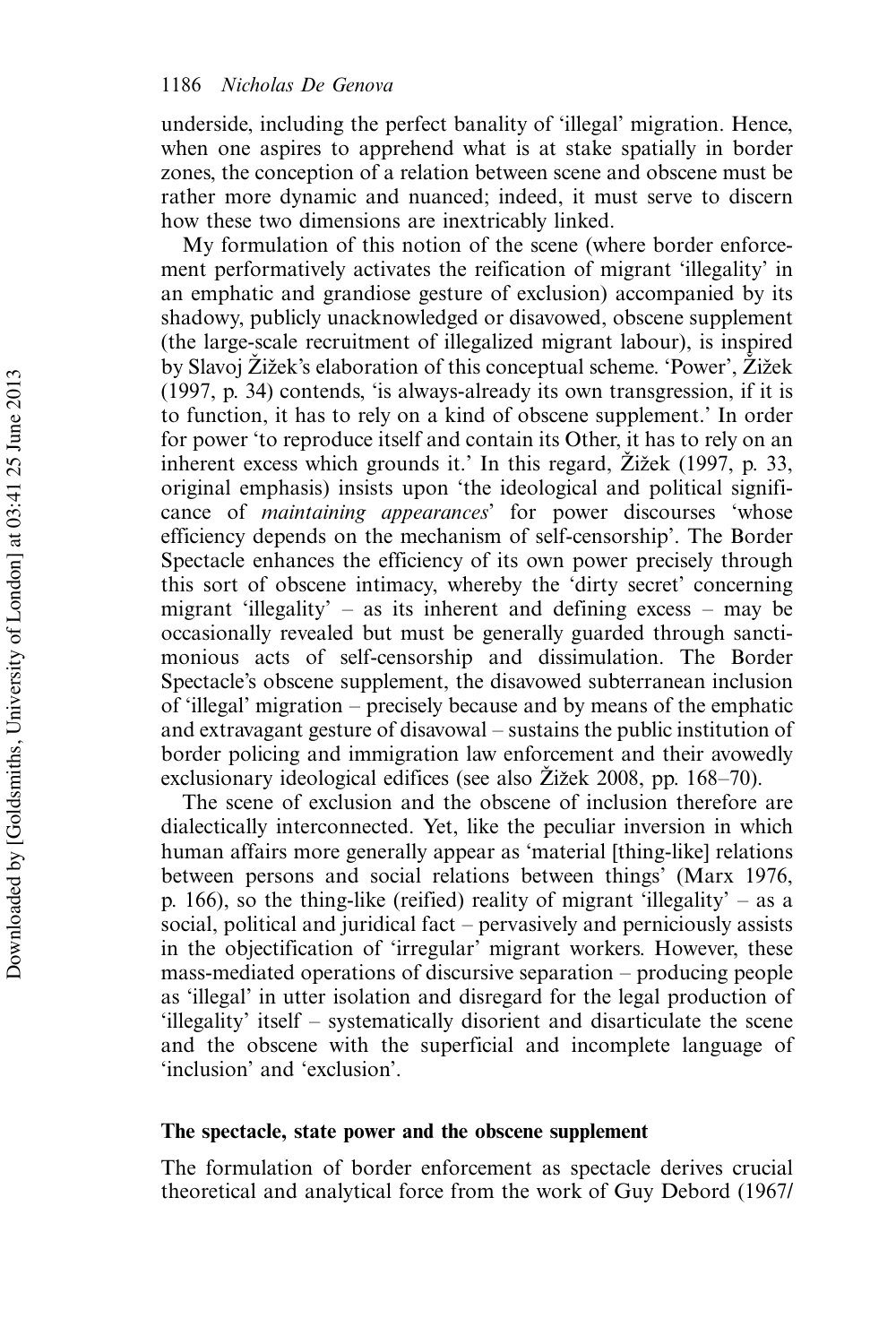underside, including the perfect banality of 'illegal' migration. Hence, when one aspires to apprehend what is at stake spatially in border zones, the conception of a relation between scene and obscene must be rather more dynamic and nuanced; indeed, it must serve to discern how these two dimensions are inextricably linked.

My formulation of this notion of the scene (where border enforcement performatively activates the reification of migrant 'illegality' in an emphatic and grandiose gesture of exclusion) accompanied by its shadowy, publicly unacknowledged or disavowed, obscene supplement (the large-scale recruitment of illegalized migrant labour), is inspired by Slavoj Žižek's elaboration of this conceptual scheme. 'Power', Žižek (1997, p. 34) contends, 'is always-already its own transgression, if it is to function, it has to rely on a kind of obscene supplement.' In order for power 'to reproduce itself and contain its Other, it has to rely on an inherent excess which grounds it.' In this regard, Žižek (1997, p. 33, original emphasis) insists upon 'the ideological and political significance of *maintaining appearances*' for power discourses 'whose efficiency depends on the mechanism of self-censorship'. The Border Spectacle enhances the efficiency of its own power precisely through this sort of obscene intimacy, whereby the 'dirty secret' concerning migrant 'illegality' – as its inherent and defining excess – may be occasionally revealed but must be generally guarded through sanctimonious acts of self-censorship and dissimulation. The Border Spectacle's obscene supplement, the disavowed subterranean inclusion of 'illegal' migration – precisely because and by means of the emphatic and extravagant gesture of disavowal – sustains the public institution of border policing and immigration law enforcement and their avowedly exclusionary ideological edifices (see also Žižek 2008, pp. 168–70).

The scene of exclusion and the obscene of inclusion therefore are dialectically interconnected. Yet, like the peculiar inversion in which human affairs more generally appear as 'material [thing-like] relations between persons and social relations between things' (Marx 1976, p. 166), so the thing-like (reified) reality of migrant 'illegality' – as a social, political and juridical fact – pervasively and perniciously assists in the objectification of 'irregular' migrant workers. However, these mass-mediated operations of discursive separation – producing people as 'illegal' in utter isolation and disregard for the legal production of 'illegality' itself – systematically disorient and disarticulate the scene and the obscene with the superficial and incomplete language of 'inclusion' and 'exclusion'.

## The spectacle, state power and the obscene supplement

The formulation of border enforcement as spectacle derives crucial theoretical and analytical force from the work of Guy Debord (1967/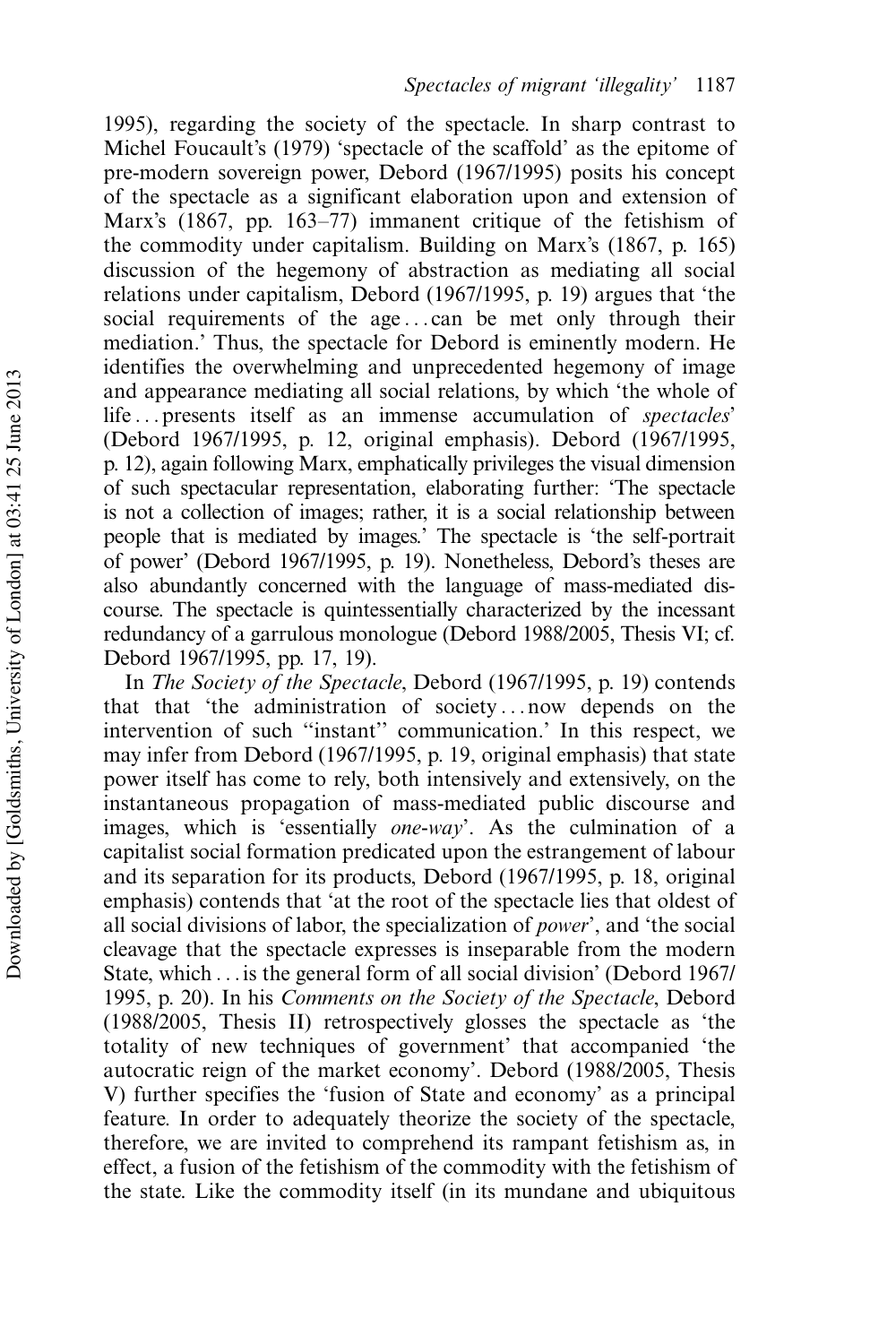1995), regarding the society of the spectacle. In sharp contrast to Michel Foucault's (1979) 'spectacle of the scaffold' as the epitome of pre-modern sovereign power, Debord (1967/1995) posits his concept of the spectacle as a significant elaboration upon and extension of Marx's (1867, pp. 163–77) immanent critique of the fetishism of the commodity under capitalism. Building on Marx's (1867, p. 165) discussion of the hegemony of abstraction as mediating all social relations under capitalism, Debord (1967/1995, p. 19) argues that 'the social requirements of the age . . . can be met only through their mediation.' Thus, the spectacle for Debord is eminently modern. He identifies the overwhelming and unprecedented hegemony of image and appearance mediating all social relations, by which 'the whole of life . . . presents itself as an immense accumulation of *spectacles*' (Debord 1967/1995, p. 12, original emphasis). Debord (1967/1995, p. 12), again following Marx, emphatically privileges the visual dimension of such spectacular representation, elaborating further: 'The spectacle is not a collection of images; rather, it is a social relationship between people that is mediated by images.' The spectacle is 'the self-portrait of power' (Debord 1967/1995, p. 19). Nonetheless, Debord's theses are also abundantly concerned with the language of mass-mediated discourse. The spectacle is quintessentially characterized by the incessant redundancy of a garrulous monologue (Debord 1988/2005, Thesis VI; cf. Debord 1967/1995, pp. 17, 19).

In *The Society of the Spectacle*, Debord (1967/1995, p. 19) contends that that 'the administration of society . . . now depends on the intervention of such "instant" communication.' In this respect, we may infer from Debord (1967/1995, p. 19, original emphasis) that state power itself has come to rely, both intensively and extensively, on the instantaneous propagation of mass-mediated public discourse and images, which is 'essentially *one-way*'. As the culmination of a capitalist social formation predicated upon the estrangement of labour and its separation for its products, Debord (1967/1995, p. 18, original emphasis) contends that 'at the root of the spectacle lies that oldest of all social divisions of labor, the specialization of *power*', and 'the social cleavage that the spectacle expresses is inseparable from the modern State, which . . . is the general form of all social division' (Debord 1967/1995, p. 20). In his *Comments on the Society of the Spectacle*, Debord (1988/2005, Thesis II) retrospectively glosses the spectacle as 'the totality of new techniques of government' that accompanied 'the autocratic reign of the market economy'. Debord (1988/2005, Thesis V) further specifies the 'fusion of State and economy' as a principal feature. In order to adequately theorize the society of the spectacle, therefore, we are invited to comprehend its rampant fetishism as, in effect, a fusion of the fetishism of the commodity with the fetishism of the state. Like the commodity itself (in its mundane and ubiquitous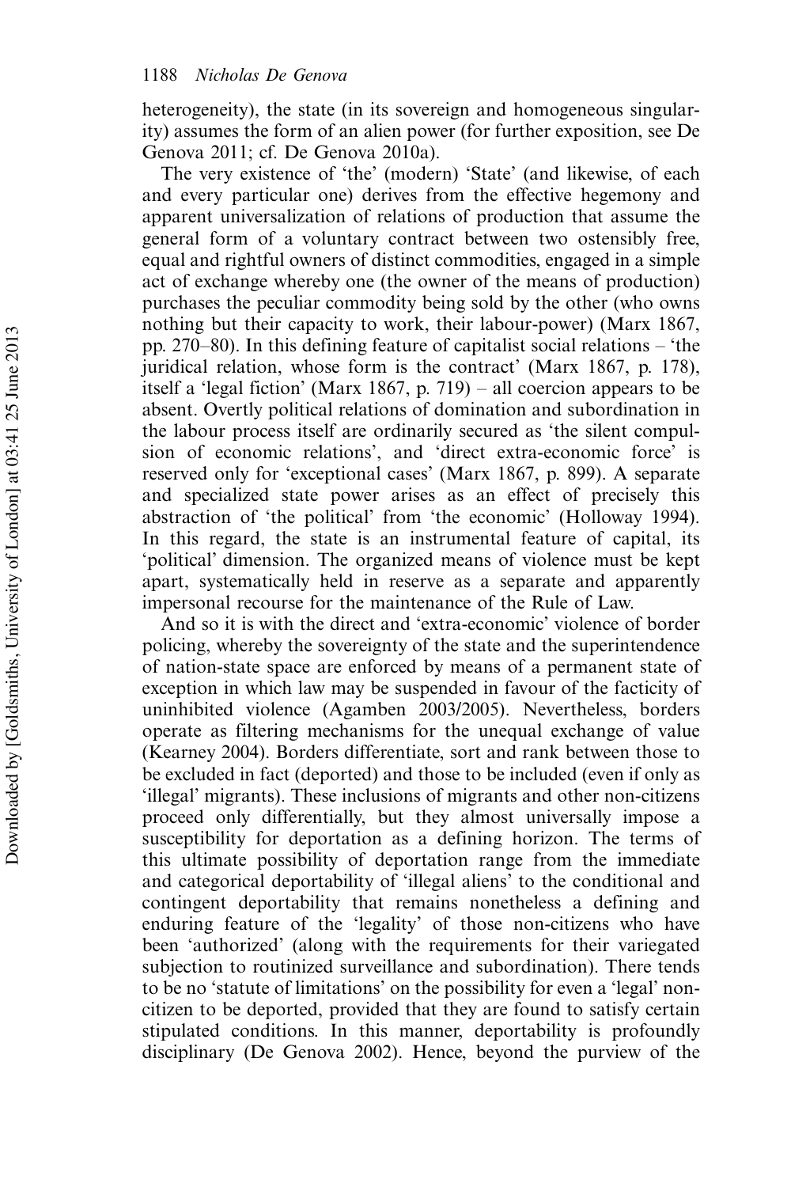heterogeneity), the state (in its sovereign and homogeneous singularity) assumes the form of an alien power (for further exposition, see De Genova 2011; cf. De Genova 2010a).

The very existence of 'the' (modern) 'State' (and likewise, of each and every particular one) derives from the effective hegemony and apparent universalization of relations of production that assume the general form of a voluntary contract between two ostensibly free, equal and rightful owners of distinct commodities, engaged in a simple act of exchange whereby one (the owner of the means of production) purchases the peculiar commodity being sold by the other (who owns nothing but their capacity to work, their labour-power) (Marx 1867, pp. 270–80). In this defining feature of capitalist social relations – 'the juridical relation, whose form is the contract' (Marx 1867, p. 178), itself a 'legal fiction' (Marx 1867, p. 719) – all coercion appears to be absent. Overtly political relations of domination and subordination in the labour process itself are ordinarily secured as 'the silent compulsion of economic relations', and 'direct extra-economic force' is reserved only for 'exceptional cases' (Marx 1867, p. 899). A separate and specialized state power arises as an effect of precisely this abstraction of 'the political' from 'the economic' (Holloway 1994). In this regard, the state is an instrumental feature of capital, its 'political' dimension. The organized means of violence must be kept apart, systematically held in reserve as a separate and apparently impersonal recourse for the maintenance of the Rule of Law.

And so it is with the direct and 'extra-economic' violence of border policing, whereby the sovereignty of the state and the superintendence of nation-state space are enforced by means of a permanent state of exception in which law may be suspended in favour of the facticity of uninhibited violence (Agamben 2003/2005). Nevertheless, borders operate as filtering mechanisms for the unequal exchange of value (Kearney 2004). Borders differentiate, sort and rank between those to be excluded in fact (deported) and those to be included (even if only as 'illegal' migrants). These inclusions of migrants and other non-citizens proceed only differentially, but they almost universally impose a susceptibility for deportation as a defining horizon. The terms of this ultimate possibility of deportation range from the immediate and categorical deportability of 'illegal aliens' to the conditional and contingent deportability that remains nonetheless a defining and enduring feature of the 'legality' of those non-citizens who have been 'authorized' (along with the requirements for their variegated subjection to routinized surveillance and subordination). There tends to be no 'statute of limitations' on the possibility for even a 'legal' non-citizen to be deported, provided that they are found to satisfy certain stipulated conditions. In this manner, deportability is profoundly disciplinary (De Genova 2002). Hence, beyond the purview of the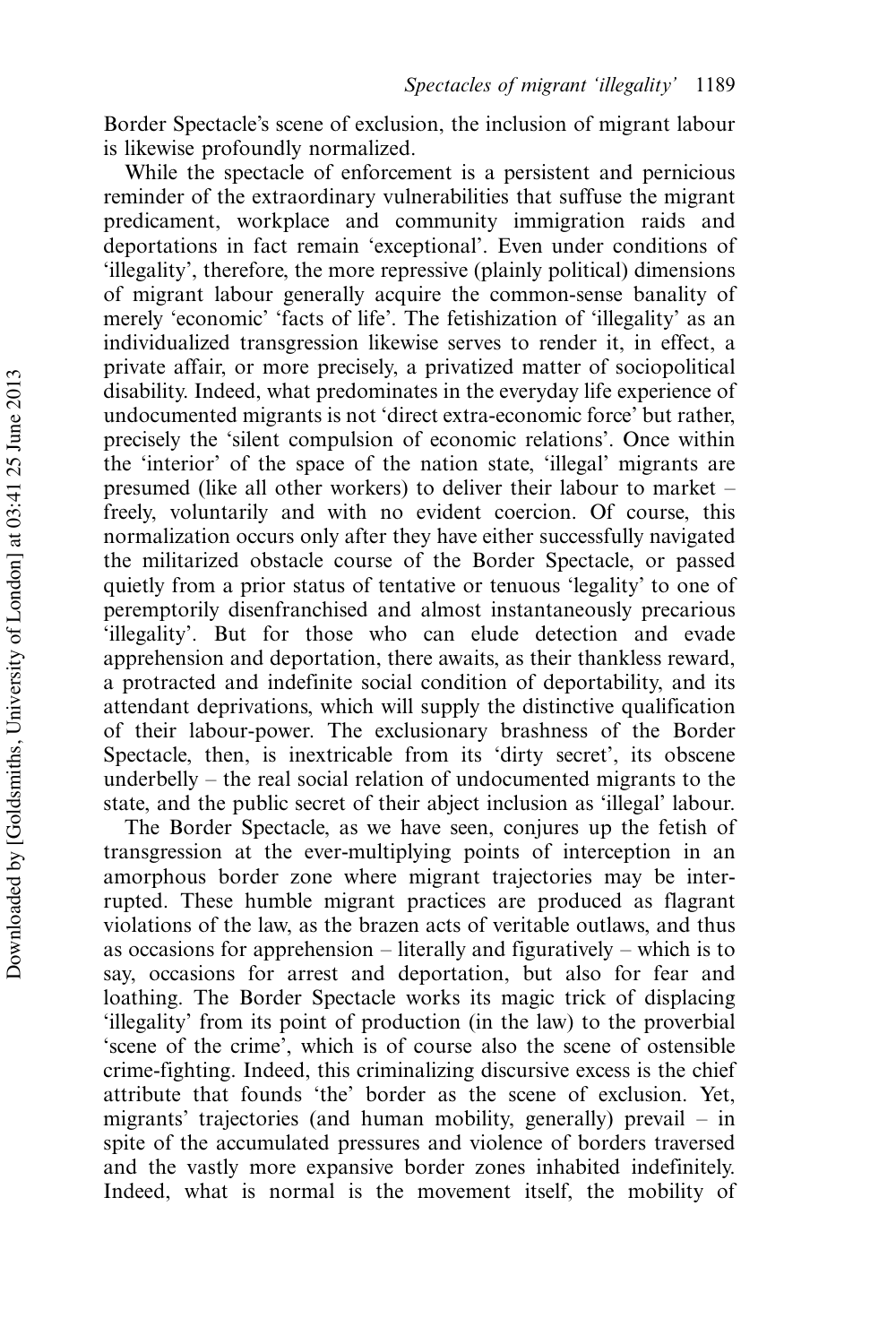Border Spectacle's scene of exclusion, the inclusion of migrant labour is likewise profoundly normalized.

While the spectacle of enforcement is a persistent and pernicious reminder of the extraordinary vulnerabilities that suffuse the migrant predicament, workplace and community immigration raids and deportations in fact remain 'exceptional'. Even under conditions of 'illegality', therefore, the more repressive (plainly political) dimensions of migrant labour generally acquire the common-sense banality of merely 'economic' 'facts of life'. The fetishization of 'illegality' as an individualized transgression likewise serves to render it, in effect, a private affair, or more precisely, a privatized matter of sociopolitical disability. Indeed, what predominates in the everyday life experience of undocumented migrants is not 'direct extra-economic force' but rather, precisely the 'silent compulsion of economic relations'. Once within the 'interior' of the space of the nation state, 'illegal' migrants are presumed (like all other workers) to deliver their labour to market – freely, voluntarily and with no evident coercion. Of course, this normalization occurs only after they have either successfully navigated the militarized obstacle course of the Border Spectacle, or passed quietly from a prior status of tentative or tenuous 'legality' to one of peremptorily disenfranchised and almost instantaneously precarious 'illegality'. But for those who can elude detection and evade apprehension and deportation, there awaits, as their thankless reward, a protracted and indefinite social condition of deportability, and its attendant deprivations, which will supply the distinctive qualification of their labour-power. The exclusionary brashness of the Border Spectacle, then, is inextricable from its 'dirty secret', its obscene underbelly – the real social relation of undocumented migrants to the state, and the public secret of their abject inclusion as 'illegal' labour.

The Border Spectacle, as we have seen, conjures up the fetish of transgression at the ever-multiplying points of interception in an amorphous border zone where migrant trajectories may be interrupted. These humble migrant practices are produced as flagrant violations of the law, as the brazen acts of veritable outlaws, and thus as occasions for apprehension – literally and figuratively – which is to say, occasions for arrest and deportation, but also for fear and loathing. The Border Spectacle works its magic trick of displacing 'illegality' from its point of production (in the law) to the proverbial 'scene of the crime', which is of course also the scene of ostensible crime-fighting. Indeed, this criminalizing discursive excess is the chief attribute that founds 'the' border as the scene of exclusion. Yet, migrants' trajectories (and human mobility, generally) prevail – in spite of the accumulated pressures and violence of borders traversed and the vastly more expansive border zones inhabited indefinitely. Indeed, what is normal is the movement itself, the mobility of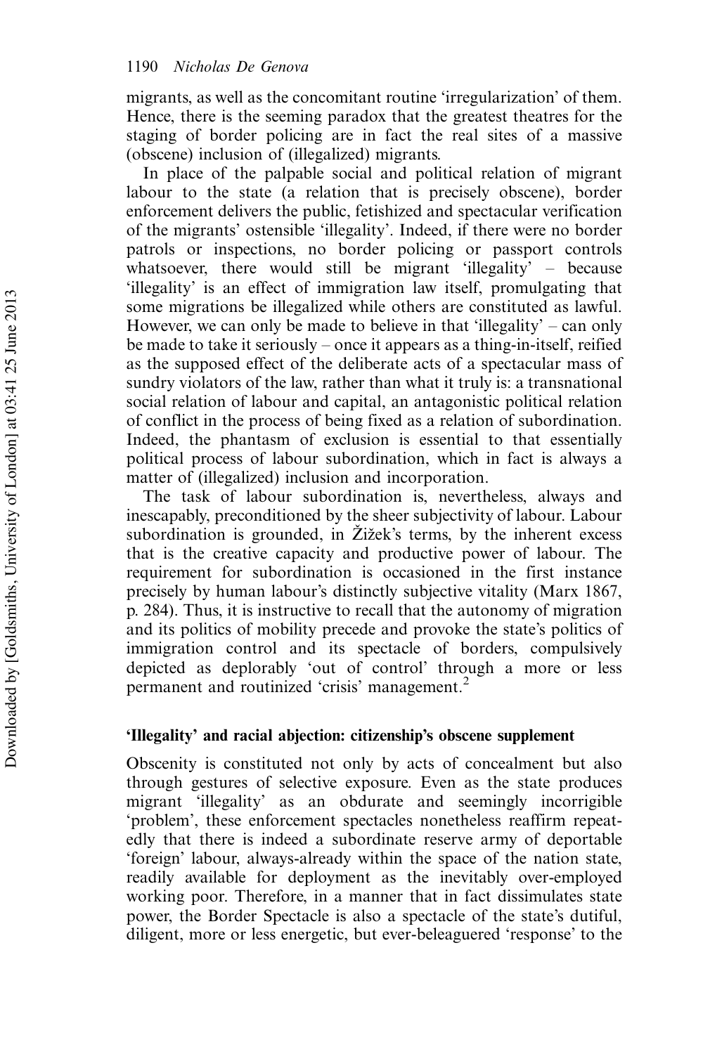migrants, as well as the concomitant routine 'irregularization' of them. Hence, there is the seeming paradox that the greatest theatres for the staging of border policing are in fact the real sites of a massive (obscene) inclusion of (illegalized) migrants.

In place of the palpable social and political relation of migrant labour to the state (a relation that is precisely obscene), border enforcement delivers the public, fetishized and spectacular verification of the migrants' ostensible 'illegality'. Indeed, if there were no border patrols or inspections, no border policing or passport controls whatsoever, there would still be migrant 'illegality' – because 'illegality' is an effect of immigration law itself, promulgating that some migrations be illegalized while others are constituted as lawful. However, we can only be made to believe in that 'illegality' – can only be made to take it seriously – once it appears as a thing-in-itself, reified as the supposed effect of the deliberate acts of a spectacular mass of sundry violators of the law, rather than what it truly is: a transnational social relation of labour and capital, an antagonistic political relation of conflict in the process of being fixed as a relation of subordination. Indeed, the phantasm of exclusion is essential to that essentially political process of labour subordination, which in fact is always a matter of (illegalized) inclusion and incorporation.

The task of labour subordination is, nevertheless, always and inescapably, preconditioned by the sheer subjectivity of labour. Labour subordination is grounded, in Žižek's terms, by the inherent excess that is the creative capacity and productive power of labour. The requirement for subordination is occasioned in the first instance precisely by human labour's distinctly subjective vitality (Marx 1867, p. 284). Thus, it is instructive to recall that the autonomy of migration and its politics of mobility precede and provoke the state's politics of immigration control and its spectacle of borders, compulsively depicted as deplorably 'out of control' through a more or less permanent and routinized 'crisis' management.[2]

## 'Illegality' and racial abjection: citizenship's obscene supplement

Obscenity is constituted not only by acts of concealment but also through gestures of selective exposure. Even as the state produces migrant 'illegality' as an obdurate and seemingly incorrigible 'problem', these enforcement spectacles nonetheless reaffirm repeatedly that there is indeed a subordinate reserve army of deportable 'foreign' labour, always-already within the space of the nation state, readily available for deployment as the inevitably over-employed working poor. Therefore, in a manner that in fact dissimulates state power, the Border Spectacle is also a spectacle of the state's dutiful, diligent, more or less energetic, but ever-beleaguered 'response' to the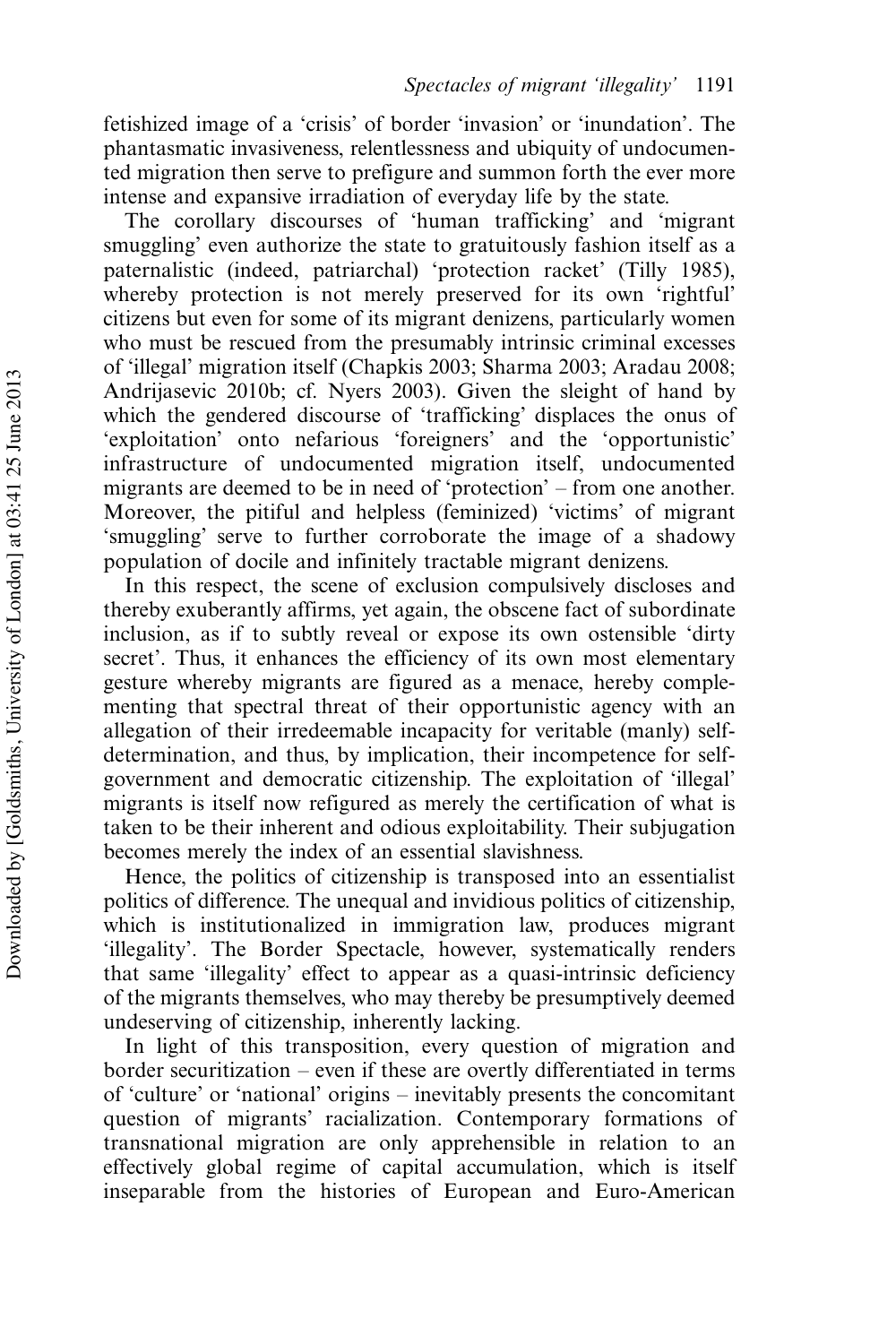fetishized image of a 'crisis' of border 'invasion' or 'inundation'. The phantasmatic invasiveness, relentlessness and ubiquity of undocumented migration then serve to prefigure and summon forth the ever more intense and expansive irradiation of everyday life by the state.

The corollary discourses of 'human trafficking' and 'migrant smuggling' even authorize the state to gratuitously fashion itself as a paternalistic (indeed, patriarchal) 'protection racket' (Tilly 1985), whereby protection is not merely preserved for its own 'rightful' citizens but even for some of its migrant denizens, particularly women who must be rescued from the presumably intrinsic criminal excesses of 'illegal' migration itself (Chapkis 2003; Sharma 2003; Aradau 2008; Andrijasevic 2010b; cf. Nyers 2003). Given the sleight of hand by which the gendered discourse of 'trafficking' displaces the onus of 'exploitation' onto nefarious 'foreigners' and the 'opportunistic' infrastructure of undocumented migration itself, undocumented migrants are deemed to be in need of 'protection' – from one another. Moreover, the pitiful and helpless (feminized) 'victims' of migrant 'smuggling' serve to further corroborate the image of a shadowy population of docile and infinitely tractable migrant denizens.

In this respect, the scene of exclusion compulsively discloses and thereby exuberantly affirms, yet again, the obscene fact of subordinate inclusion, as if to subtly reveal or expose its own ostensible 'dirty secret'. Thus, it enhances the efficiency of its own most elementary gesture whereby migrants are figured as a menace, hereby complementing that spectral threat of their opportunistic agency with an allegation of their irredeemable incapacity for veritable (manly) self-determination, and thus, by implication, their incompetence for self-government and democratic citizenship. The exploitation of 'illegal' migrants is itself now refigured as merely the certification of what is taken to be their inherent and odious exploitability. Their subjugation becomes merely the index of an essential slavishness.

Hence, the politics of citizenship is transposed into an essentialist politics of difference. The unequal and invidious politics of citizenship, which is institutionalized in immigration law, produces migrant 'illegality'. The Border Spectacle, however, systematically renders that same 'illegality' effect to appear as a quasi-intrinsic deficiency of the migrants themselves, who may thereby be presumptively deemed undeserving of citizenship, inherently lacking.

In light of this transposition, every question of migration and border securitization – even if these are overtly differentiated in terms of 'culture' or 'national' origins – inevitably presents the concomitant question of migrants' racialization. Contemporary formations of transnational migration are only apprehensible in relation to an effectively global regime of capital accumulation, which is itself inseparable from the histories of European and Euro-American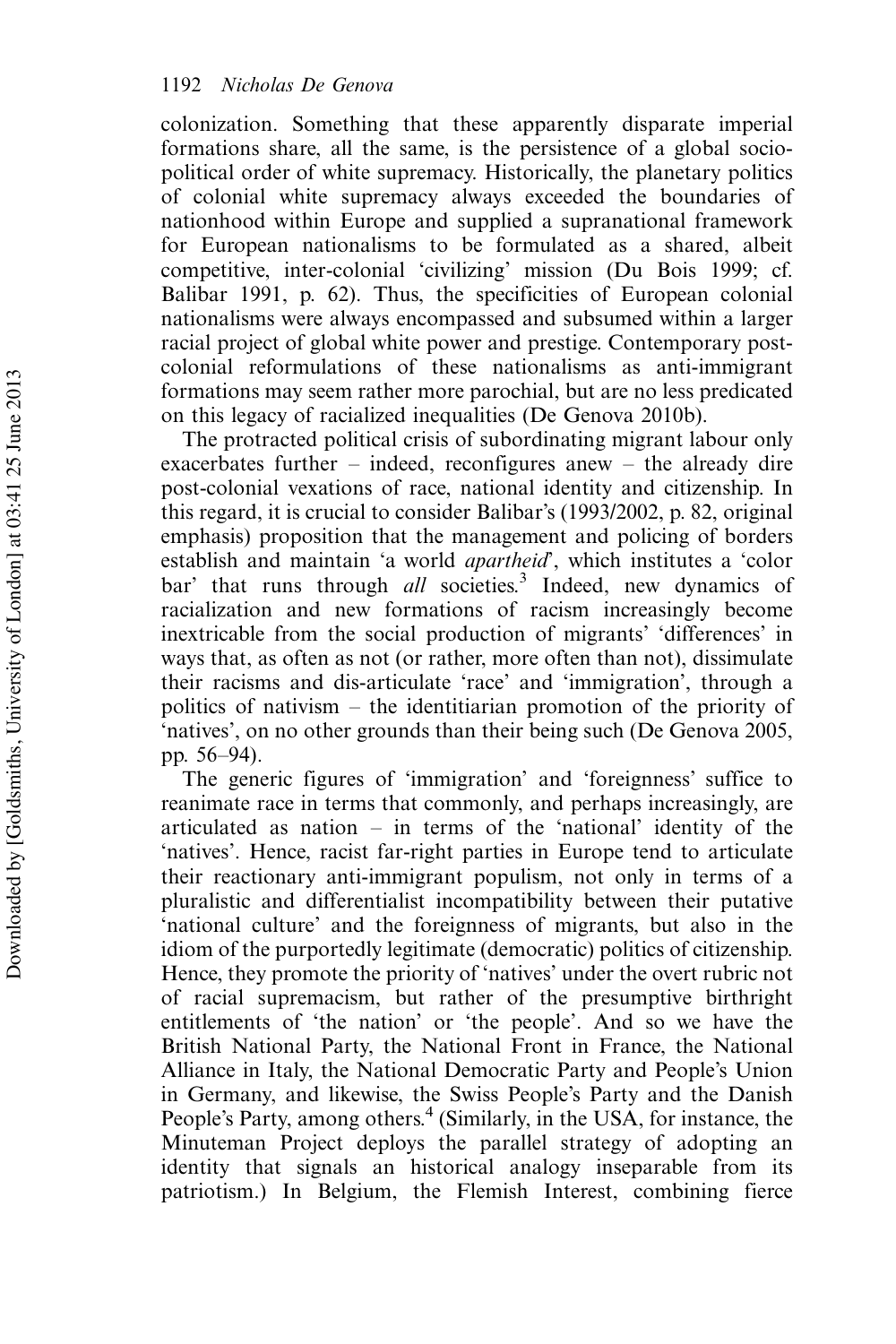colonization. Something that these apparently disparate imperial formations share, all the same, is the persistence of a global socio-political order of white supremacy. Historically, the planetary politics of colonial white supremacy always exceeded the boundaries of nationhood within Europe and supplied a supranational framework for European nationalisms to be formulated as a shared, albeit competitive, inter-colonial 'civilizing' mission (Du Bois 1999; cf. Balibar 1991, p. 62). Thus, the specificities of European colonial nationalisms were always encompassed and subsumed within a larger racial project of global white power and prestige. Contemporary post-colonial reformulations of these nationalisms as anti-immigrant formations may seem rather more parochial, but are no less predicated on this legacy of racialized inequalities (De Genova 2010b).

The protracted political crisis of subordinating migrant labour only exacerbates further – indeed, reconfigures anew – the already dire post-colonial vexations of race, national identity and citizenship. In this regard, it is crucial to consider Balibar's (1993/2002, p. 82, original emphasis) proposition that the management and policing of borders establish and maintain 'a world *apartheid*', which institutes a 'color bar' that runs through *all* societies.[3] Indeed, new dynamics of racialization and new formations of racism increasingly become inextricable from the social production of migrants' 'differences' in ways that, as often as not (or rather, more often than not), dissimulate their racisms and dis-articulate 'race' and 'immigration', through a politics of nativism – the identitiarian promotion of the priority of 'natives', on no other grounds than their being such (De Genova 2005, pp. 56–94).

The generic figures of 'immigration' and 'foreignness' suffice to reanimate race in terms that commonly, and perhaps increasingly, are articulated as nation – in terms of the 'national' identity of the 'natives'. Hence, racist far-right parties in Europe tend to articulate their reactionary anti-immigrant populism, not only in terms of a pluralistic and differentialist incompatibility between their putative 'national culture' and the foreignness of migrants, but also in the idiom of the purportedly legitimate (democratic) politics of citizenship. Hence, they promote the priority of 'natives' under the overt rubric not of racial supremacism, but rather of the presumptive birthright entitlements of 'the nation' or 'the people'. And so we have the British National Party, the National Front in France, the National Alliance in Italy, the National Democratic Party and People's Union in Germany, and likewise, the Swiss People's Party and the Danish People's Party, among others.[4] (Similarly, in the USA, for instance, the Minuteman Project deploys the parallel strategy of adopting an identity that signals an historical analogy inseparable from its patriotism.) In Belgium, the Flemish Interest, combining fierce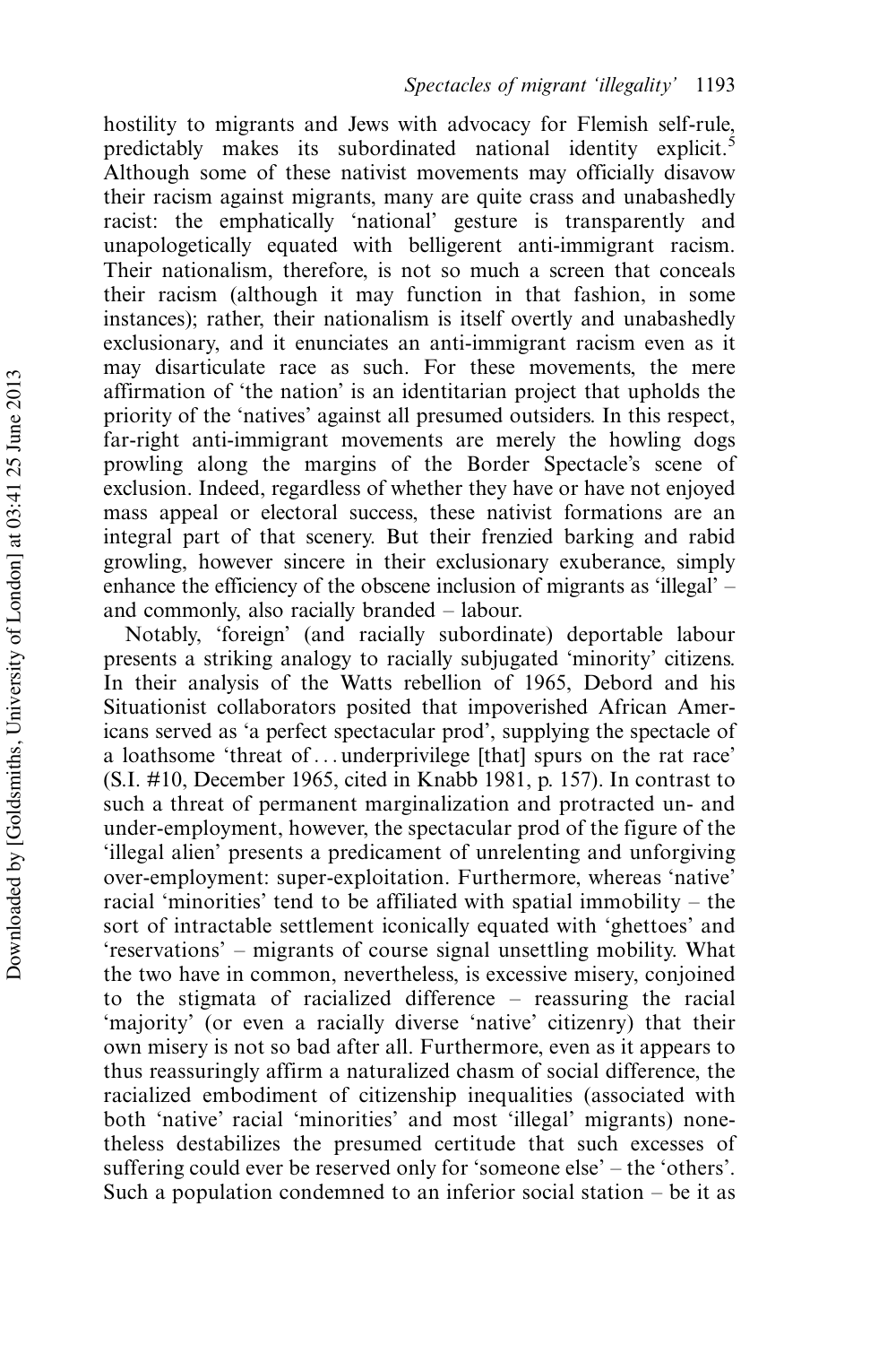hostility to migrants and Jews with advocacy for Flemish self-rule, predictably makes its subordinated national identity explicit.[5] Although some of these nativist movements may officially disavow their racism against migrants, many are quite crass and unabashedly racist: the emphatically 'national' gesture is transparently and unapologetically equated with belligerent anti-immigrant racism. Their nationalism, therefore, is not so much a screen that conceals their racism (although it may function in that fashion, in some instances); rather, their nationalism is itself overtly and unabashedly exclusionary, and it enunciates an anti-immigrant racism even as it may disarticulate race as such. For these movements, the mere affirmation of 'the nation' is an identitarian project that upholds the priority of the 'natives' against all presumed outsiders. In this respect, far-right anti-immigrant movements are merely the howling dogs prowling along the margins of the Border Spectacle's scene of exclusion. Indeed, regardless of whether they have or have not enjoyed mass appeal or electoral success, these nativist formations are an integral part of that scenery. But their frenzied barking and rabid growling, however sincere in their exclusionary exuberance, simply enhance the efficiency of the obscene inclusion of migrants as 'illegal' – and commonly, also racially branded – labour.

Notably, 'foreign' (and racially subordinate) deportable labour presents a striking analogy to racially subjugated 'minority' citizens. In their analysis of the Watts rebellion of 1965, Debord and his Situationist collaborators posited that impoverished African Americans served as 'a perfect spectacular prod', supplying the spectacle of a loathsome 'threat of . . . underprivilege [that] spurs on the rat race' (S.I. #10, December 1965, cited in Knabb 1981, p. 157). In contrast to such a threat of permanent marginalization and protracted un- and under-employment, however, the spectacular prod of the figure of the 'illegal alien' presents a predicament of unrelenting and unforgiving over-employment: super-exploitation. Furthermore, whereas 'native' racial 'minorities' tend to be affiliated with spatial immobility – the sort of intractable settlement iconically equated with 'ghettoes' and 'reservations' – migrants of course signal unsettling mobility. What the two have in common, nevertheless, is excessive misery, conjoined to the stigmata of racialized difference – reassuring the racial 'majority' (or even a racially diverse 'native' citizenry) that their own misery is not so bad after all. Furthermore, even as it appears to thus reassuringly affirm a naturalized chasm of social difference, the racialized embodiment of citizenship inequalities (associated with both 'native' racial 'minorities' and most 'illegal' migrants) nonetheless destabilizes the presumed certitude that such excesses of suffering could ever be reserved only for 'someone else' – the 'others'. Such a population condemned to an inferior social station – be it as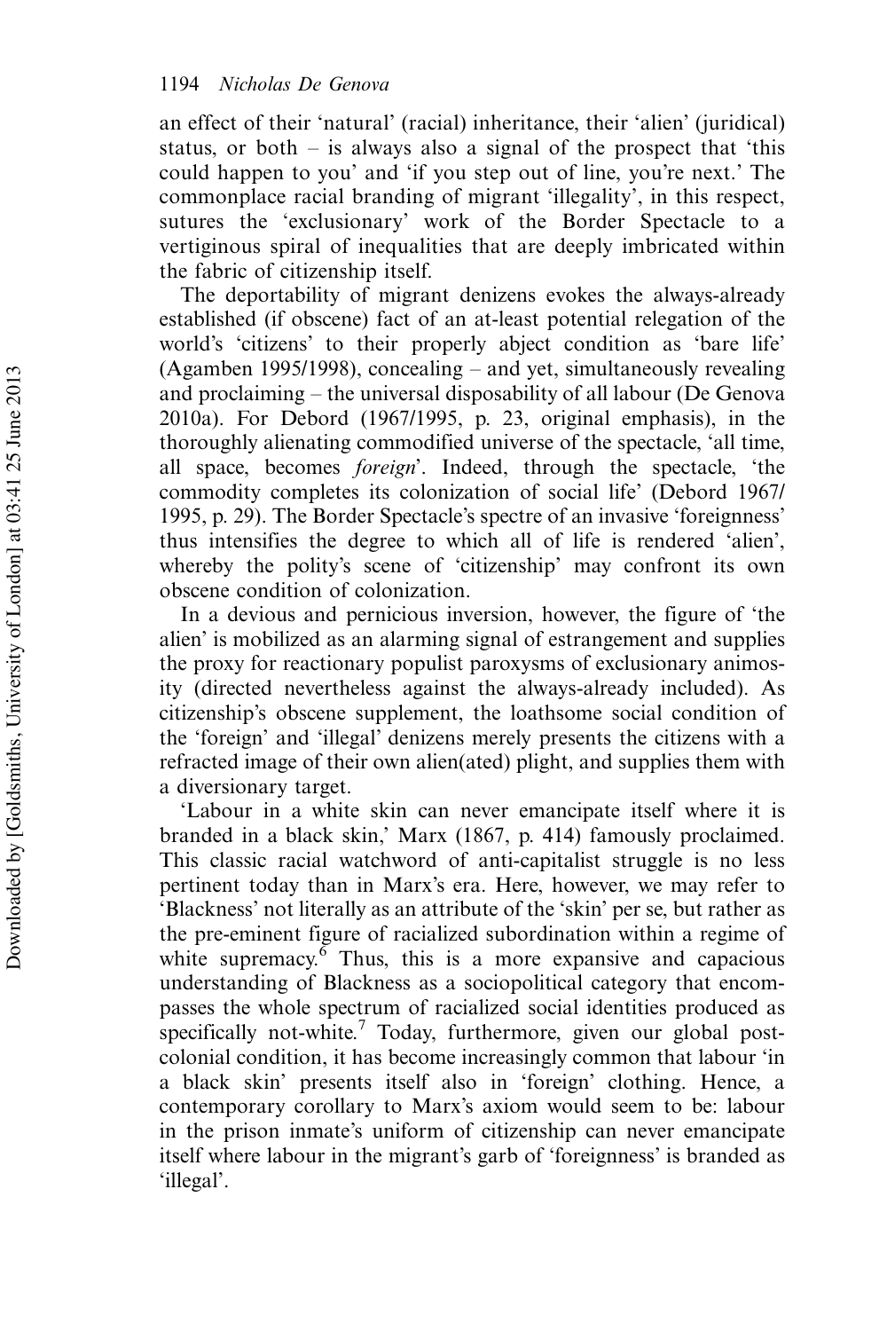an effect of their 'natural' (racial) inheritance, their 'alien' (juridical) status, or both – is always also a signal of the prospect that 'this could happen to you' and 'if you step out of line, you're next.' The commonplace racial branding of migrant 'illegality', in this respect, sutures the 'exclusionary' work of the Border Spectacle to a vertiginous spiral of inequalities that are deeply imbricated within the fabric of citizenship itself.

The deportability of migrant denizens evokes the always-already established (if obscene) fact of an at-least potential relegation of the world's 'citizens' to their properly abject condition as 'bare life' (Agamben 1995/1998), concealing – and yet, simultaneously revealing and proclaiming – the universal disposability of all labour (De Genova 2010a). For Debord (1967/1995, p. 23, original emphasis), in the thoroughly alienating commodified universe of the spectacle, 'all time, all space, becomes *foreign*'. Indeed, through the spectacle, 'the commodity completes its colonization of social life' (Debord 1967/1995, p. 29). The Border Spectacle's spectre of an invasive 'foreignness' thus intensifies the degree to which all of life is rendered 'alien', whereby the polity's scene of 'citizenship' may confront its own obscene condition of colonization.

In a devious and pernicious inversion, however, the figure of 'the alien' is mobilized as an alarming signal of estrangement and supplies the proxy for reactionary populist paroxysms of exclusionary animosity (directed nevertheless against the always-already included). As citizenship's obscene supplement, the loathsome social condition of the 'foreign' and 'illegal' denizens merely presents the citizens with a refracted image of their own alien(ated) plight, and supplies them with a diversionary target.

'Labour in a white skin can never emancipate itself where it is branded in a black skin,' Marx (1867, p. 414) famously proclaimed. This classic racial watchword of anti-capitalist struggle is no less pertinent today than in Marx's era. Here, however, we may refer to 'Blackness' not literally as an attribute of the 'skin' per se, but rather as the pre-eminent figure of racialized subordination within a regime of white supremacy.[6] Thus, this is a more expansive and capacious understanding of Blackness as a sociopolitical category that encompasses the whole spectrum of racialized social identities produced as specifically not-white.[7] Today, furthermore, given our global post-colonial condition, it has become increasingly common that labour 'in a black skin' presents itself also in 'foreign' clothing. Hence, a contemporary corollary to Marx's axiom would seem to be: labour in the prison inmate's uniform of citizenship can never emancipate itself where labour in the migrant's garb of 'foreignness' is branded as 'illegal'.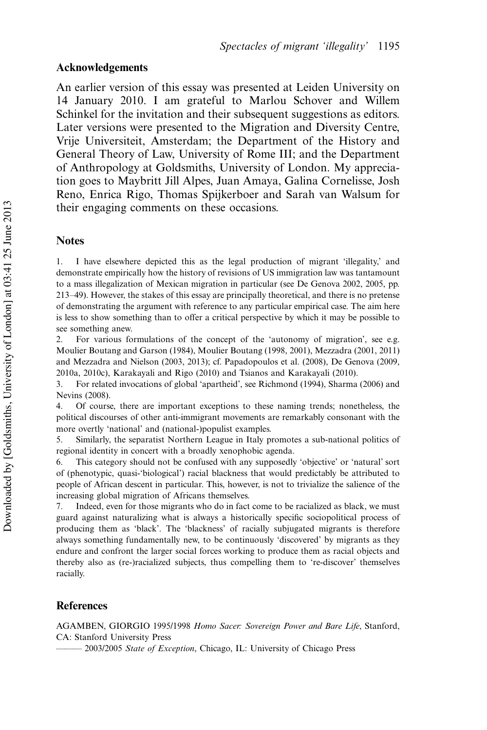## Acknowledgements

An earlier version of this essay was presented at Leiden University on 14 January 2010. I am grateful to Marlou Schover and Willem Schinkel for the invitation and their subsequent suggestions as editors. Later versions were presented to the Migration and Diversity Centre, Vrije Universiteit, Amsterdam; the Department of the History and General Theory of Law, University of Rome III; and the Department of Anthropology at Goldsmiths, University of London. My appreciation goes to Maybritt Jill Alpes, Juan Amaya, Galina Cornelisse, Josh Reno, Enrica Rigo, Thomas Spijkerboer and Sarah van Walsum for their engaging comments on these occasions.

## Notes

1. I have elsewhere depicted this as the legal production of migrant 'illegality,' and demonstrate empirically how the history of revisions of US immigration law was tantamount to a mass illegalization of Mexican migration in particular (see De Genova 2002, 2005, pp. 213–49). However, the stakes of this essay are principally theoretical, and there is no pretense of demonstrating the argument with reference to any particular empirical case. The aim here is less to show something than to offer a critical perspective by which it may be possible to see something anew.
2. For various formulations of the concept of the 'autonomy of migration', see e.g. Moulier Boutang and Garson (1984), Moulier Boutang (1998, 2001), Mezzadra (2001, 2011) and Mezzadra and Nielson (2003, 2013); cf. Papadopoulos et al. (2008), De Genova (2009, 2010a, 2010c), Karakayali and Rigo (2010) and Tsianos and Karakayali (2010).
3. For related invocations of global 'apartheid', see Richmond (1994), Sharma (2006) and Nevins (2008).
4. Of course, there are important exceptions to these naming trends; nonetheless, the political discourses of other anti-immigrant movements are remarkably consonant with the more overtly 'national' and (national-)populist examples.
5. Similarly, the separatist Northern League in Italy promotes a sub-national politics of regional identity in concert with a broadly xenophobic agenda.
6. This category should not be confused with any supposedly 'objective' or 'natural' sort of (phenotypic, quasi-'biological') racial blackness that would predictably be attributed to people of African descent in particular. This, however, is not to trivialize the salience of the increasing global migration of Africans themselves.
7. Indeed, even for those migrants who do in fact come to be racialized as black, we must guard against naturalizing what is always a historically specific sociopolitical process of producing them as 'black'. The 'blackness' of racially subjugated migrants is therefore always something fundamentally new, to be continuously 'discovered' by migrants as they endure and confront the larger social forces working to produce them as racial objects and thereby also as (re-)racialized subjects, thus compelling them to 're-discover' themselves racially.

## References

AGAMBEN, GIORGIO 1995/1998 *Homo Sacer: Sovereign Power and Bare Life*, Stanford, CA: Stanford University Press

——— 2003/2005 *State of Exception*, Chicago, IL: University of Chicago Press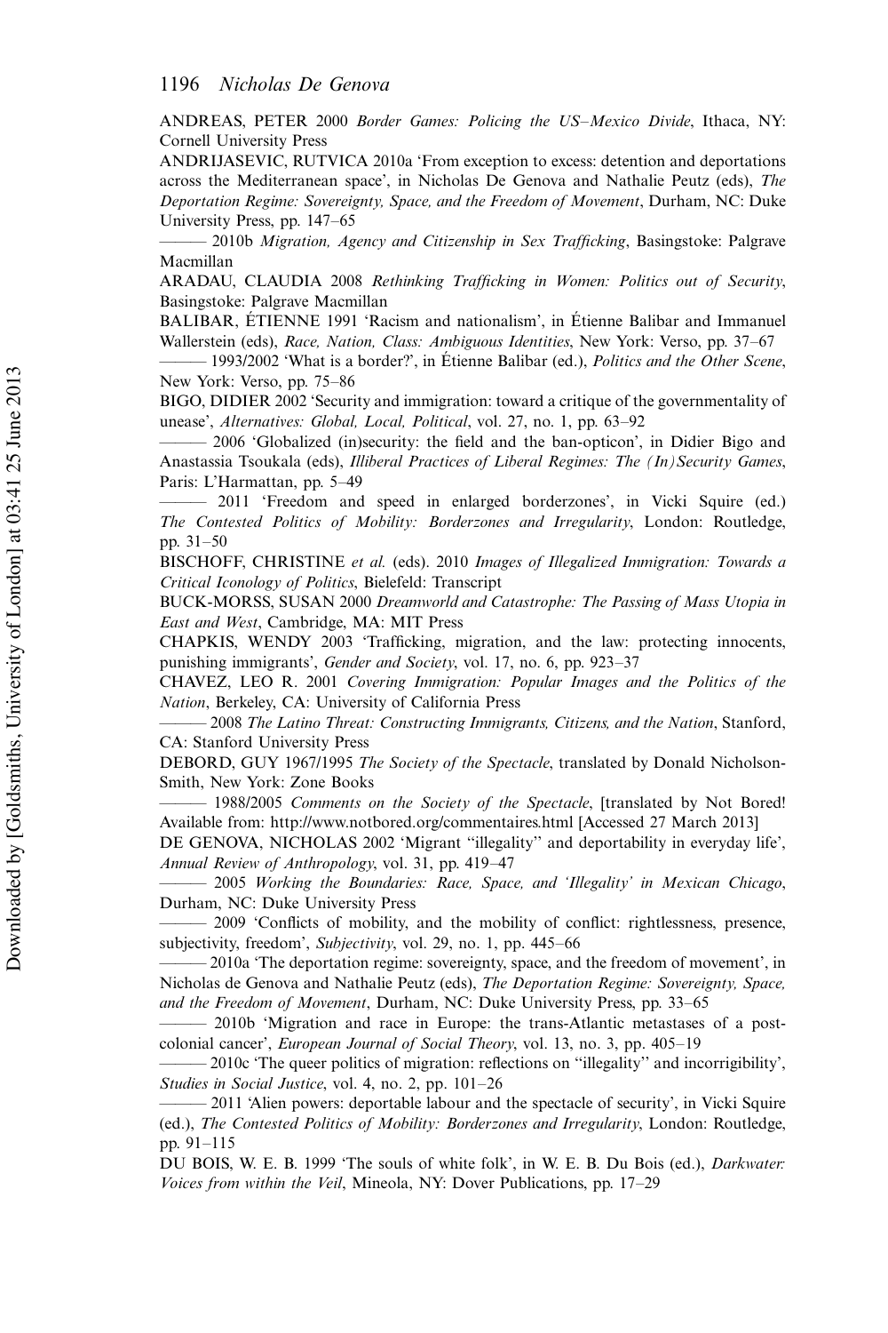ANDREAS, PETER 2000 *Border Games: Policing the US–Mexico Divide*, Ithaca, NY: Cornell University Press

ANDRIJASEVIC, RUTVICA 2010a 'From exception to excess: detention and deportations across the Mediterranean space', in Nicholas De Genova and Nathalie Peutz (eds), *The Deportation Regime: Sovereignty, Space, and the Freedom of Movement*, Durham, NC: Duke University Press, pp. 147–65

——— 2010b *Migration, Agency and Citizenship in Sex Trafficking*, Basingstoke: Palgrave Macmillan

ARADAU, CLAUDIA 2008 *Rethinking Trafficking in Women: Politics out of Security*, Basingstoke: Palgrave Macmillan

BALIBAR, ÉTIENNE 1991 'Racism and nationalism', in Étienne Balibar and Immanuel Wallerstein (eds), *Race, Nation, Class: Ambiguous Identities*, New York: Verso, pp. 37–67

——— 1993/2002 'What is a border?', in Étienne Balibar (ed.), *Politics and the Other Scene*, New York: Verso, pp. 75–86

BIGO, DIDIER 2002 'Security and immigration: toward a critique of the governmentality of unease', *Alternatives: Global, Local, Political*, vol. 27, no. 1, pp. 63–92

——— 2006 'Globalized (in)security: the field and the ban-opticon', in Didier Bigo and Anastassia Tsoukala (eds), *Illiberal Practices of Liberal Regimes: The (In)Security Games*, Paris: L'Harmattan, pp. 5–49

——— 2011 'Freedom and speed in enlarged borderzones', in Vicki Squire (ed.) *The Contested Politics of Mobility: Borderzones and Irregularity*, London: Routledge, pp. 31–50

BISCHOFF, CHRISTINE *et al.* (eds). 2010 *Images of Illegalized Immigration: Towards a Critical Iconology of Politics*, Bielefeld: Transcript

BUCK-MORSS, SUSAN 2000 *Dreamworld and Catastrophe: The Passing of Mass Utopia in East and West*, Cambridge, MA: MIT Press

CHAPKIS, WENDY 2003 'Trafficking, migration, and the law: protecting innocents, punishing immigrants', *Gender and Society*, vol. 17, no. 6, pp. 923–37

CHAVEZ, LEO R. 2001 *Covering Immigration: Popular Images and the Politics of the Nation*, Berkeley, CA: University of California Press

——— 2008 *The Latino Threat: Constructing Immigrants, Citizens, and the Nation*, Stanford, CA: Stanford University Press

DEBORD, GUY 1967/1995 *The Society of the Spectacle*, translated by Donald Nicholson-Smith, New York: Zone Books

——— 1988/2005 *Comments on the Society of the Spectacle*, [translated by Not Bored! Available from: http://www.notbored.org/commentaires.html [Accessed 27 March 2013]

DE GENOVA, NICHOLAS 2002 'Migrant "illegality" and deportability in everyday life', *Annual Review of Anthropology*, vol. 31, pp. 419–47

——— 2005 *Working the Boundaries: Race, Space, and 'Illegality' in Mexican Chicago*, Durham, NC: Duke University Press

——— 2009 'Conflicts of mobility, and the mobility of conflict: rightlessness, presence, subjectivity, freedom', *Subjectivity*, vol. 29, no. 1, pp. 445–66

——— 2010a 'The deportation regime: sovereignty, space, and the freedom of movement', in Nicholas de Genova and Nathalie Peutz (eds), *The Deportation Regime: Sovereignty, Space, and the Freedom of Movement*, Durham, NC: Duke University Press, pp. 33–65

——— 2010b 'Migration and race in Europe: the trans-Atlantic metastases of a post-colonial cancer', *European Journal of Social Theory*, vol. 13, no. 3, pp. 405–19

——— 2010c 'The queer politics of migration: reflections on "illegality" and incorrigibility', *Studies in Social Justice*, vol. 4, no. 2, pp. 101–26

——— 2011 'Alien powers: deportable labour and the spectacle of security', in Vicki Squire (ed.), *The Contested Politics of Mobility: Borderzones and Irregularity*, London: Routledge, pp. 91–115

DU BOIS, W. E. B. 1999 'The souls of white folk', in W. E. B. Du Bois (ed.), *Darkwater: Voices from within the Veil*, Mineola, NY: Dover Publications, pp. 17–29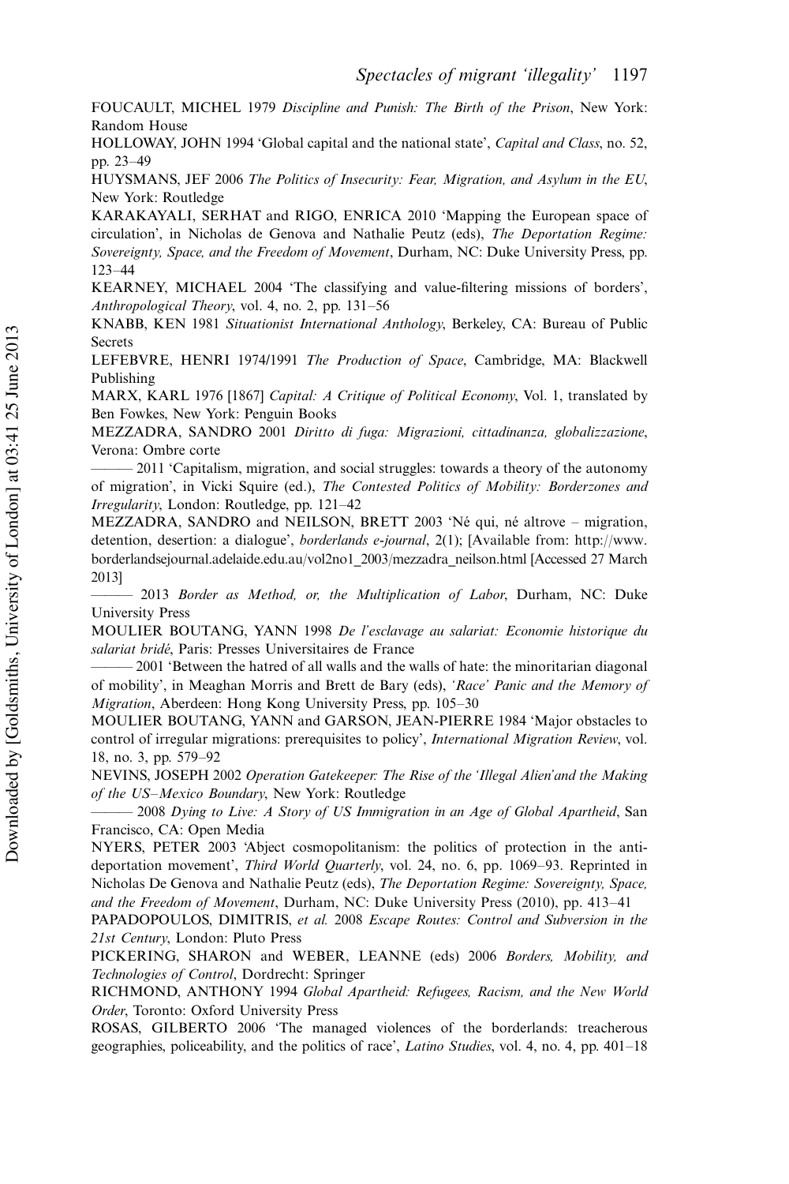FOUCAULT, MICHEL 1979 *Discipline and Punish: The Birth of the Prison*, New York: Random House

HOLLOWAY, JOHN 1994 'Global capital and the national state', *Capital and Class*, no. 52, pp. 23–49

HUYSMANS, JEF 2006 *The Politics of Insecurity: Fear, Migration, and Asylum in the EU*, New York: Routledge

KARAKAYALI, SERHAT and RIGO, ENRICA 2010 'Mapping the European space of circulation', in Nicholas de Genova and Nathalie Peutz (eds), *The Deportation Regime: Sovereignty, Space, and the Freedom of Movement*, Durham, NC: Duke University Press, pp. 123–44

KEARNEY, MICHAEL 2004 'The classifying and value-filtering missions of borders', *Anthropological Theory*, vol. 4, no. 2, pp. 131–56

KNABB, KEN 1981 *Situationist International Anthology*, Berkeley, CA: Bureau of Public Secrets

LEFEBVRE, HENRI 1974/1991 *The Production of Space*, Cambridge, MA: Blackwell Publishing

MARX, KARL 1976 [1867] *Capital: A Critique of Political Economy*, Vol. 1, translated by Ben Fowkes, New York: Penguin Books

MEZZADRA, SANDRO 2001 *Diritto di fuga: Migrazioni, cittadinanza, globalizzazione*, Verona: Ombre corte

——— 2011 'Capitalism, migration, and social struggles: towards a theory of the autonomy of migration', in Vicki Squire (ed.), *The Contested Politics of Mobility: Borderzones and Irregularity*, London: Routledge, pp. 121–42

MEZZADRA, SANDRO and NEILSON, BRETT 2003 'Né qui, né altrove – migration, detention, desertion: a dialogue', *borderlands e-journal*, 2(1); [Available from: http://www.borderlandsejournal.adelaide.edu.au/vol2no1_2003/mezzadra_neilson.html [Accessed 27 March 2013]

——— 2013 *Border as Method, or, the Multiplication of Labor*, Durham, NC: Duke University Press

MOULIER BOUTANG, YANN 1998 *De l'esclavage au salariat: Economie historique du salariat bridé*, Paris: Presses Universitaires de France

——— 2001 'Between the hatred of all walls and the walls of hate: the minoritarian diagonal of mobility', in Meaghan Morris and Brett de Bary (eds), *'Race' Panic and the Memory of Migration*, Aberdeen: Hong Kong University Press, pp. 105–30

MOULIER BOUTANG, YANN and GARSON, JEAN-PIERRE 1984 'Major obstacles to control of irregular migrations: prerequisites to policy', *International Migration Review*, vol. 18, no. 3, pp. 579–92

NEVINS, JOSEPH 2002 *Operation Gatekeeper: The Rise of the 'Illegal Alien' and the Making of the US–Mexico Boundary*, New York: Routledge

——— 2008 *Dying to Live: A Story of US Immigration in an Age of Global Apartheid*, San Francisco, CA: Open Media

NYERS, PETER 2003 'Abject cosmopolitanism: the politics of protection in the anti-deportation movement', *Third World Quarterly*, vol. 24, no. 6, pp. 1069–93. Reprinted in Nicholas De Genova and Nathalie Peutz (eds), *The Deportation Regime: Sovereignty, Space, and the Freedom of Movement*, Durham, NC: Duke University Press (2010), pp. 413–41

PAPADOPOULOS, DIMITRIS, *et al.* 2008 *Escape Routes: Control and Subversion in the 21st Century*, London: Pluto Press

PICKERING, SHARON and WEBER, LEANNE (eds) 2006 *Borders, Mobility, and Technologies of Control*, Dordrecht: Springer

RICHMOND, ANTHONY 1994 *Global Apartheid: Refugees, Racism, and the New World Order*, Toronto: Oxford University Press

ROSAS, GILBERTO 2006 'The managed violences of the borderlands: treacherous geographies, policeability, and the politics of race', *Latino Studies*, vol. 4, no. 4, pp. 401–18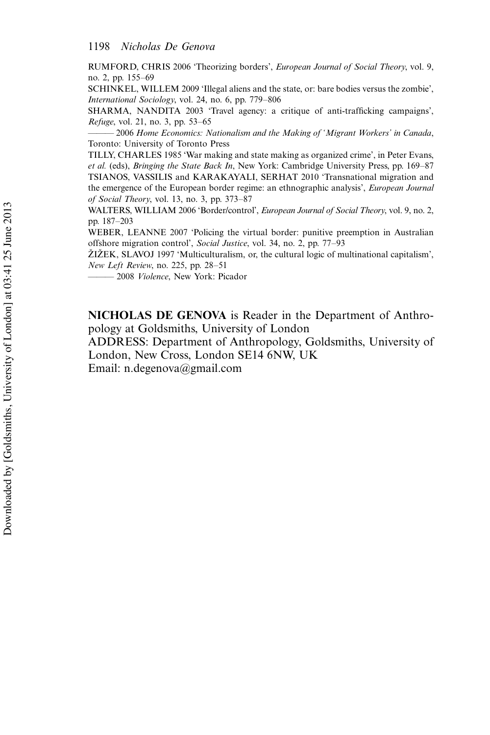RUMFORD, CHRIS 2006 'Theorizing borders', *European Journal of Social Theory*, vol. 9, no. 2, pp. 155–69

SCHINKEL, WILLEM 2009 'Illegal aliens and the state, or: bare bodies versus the zombie', *International Sociology*, vol. 24, no. 6, pp. 779–806

SHARMA, NANDITA 2003 'Travel agency: a critique of anti-trafficking campaigns', *Refuge*, vol. 21, no. 3, pp. 53–65

——— 2006 *Home Economics: Nationalism and the Making of 'Migrant Workers' in Canada*, Toronto: University of Toronto Press

TILLY, CHARLES 1985 'War making and state making as organized crime', in Peter Evans, *et al.* (eds), *Bringing the State Back In*, New York: Cambridge University Press, pp. 169–87

TSIANOS, VASSILIS and KARAKAYALI, SERHAT 2010 'Transnational migration and the emergence of the European border regime: an ethnographic analysis', *European Journal of Social Theory*, vol. 13, no. 3, pp. 373–87

WALTERS, WILLIAM 2006 'Border/control', *European Journal of Social Theory*, vol. 9, no. 2, pp. 187–203

WEBER, LEANNE 2007 'Policing the virtual border: punitive preemption in Australian offshore migration control', *Social Justice*, vol. 34, no. 2, pp. 77–93

ŽIŽEK, SLAVOJ 1997 'Multiculturalism, or, the cultural logic of multinational capitalism', *New Left Review*, no. 225, pp. 28–51

——— 2008 *Violence*, New York: Picador

**NICHOLAS DE GENOVA** is Reader in the Department of Anthropology at Goldsmiths, University of London

ADDRESS: Department of Anthropology, Goldsmiths, University of London, New Cross, London SE14 6NW, UK

Email: n.degenova@gmail.com